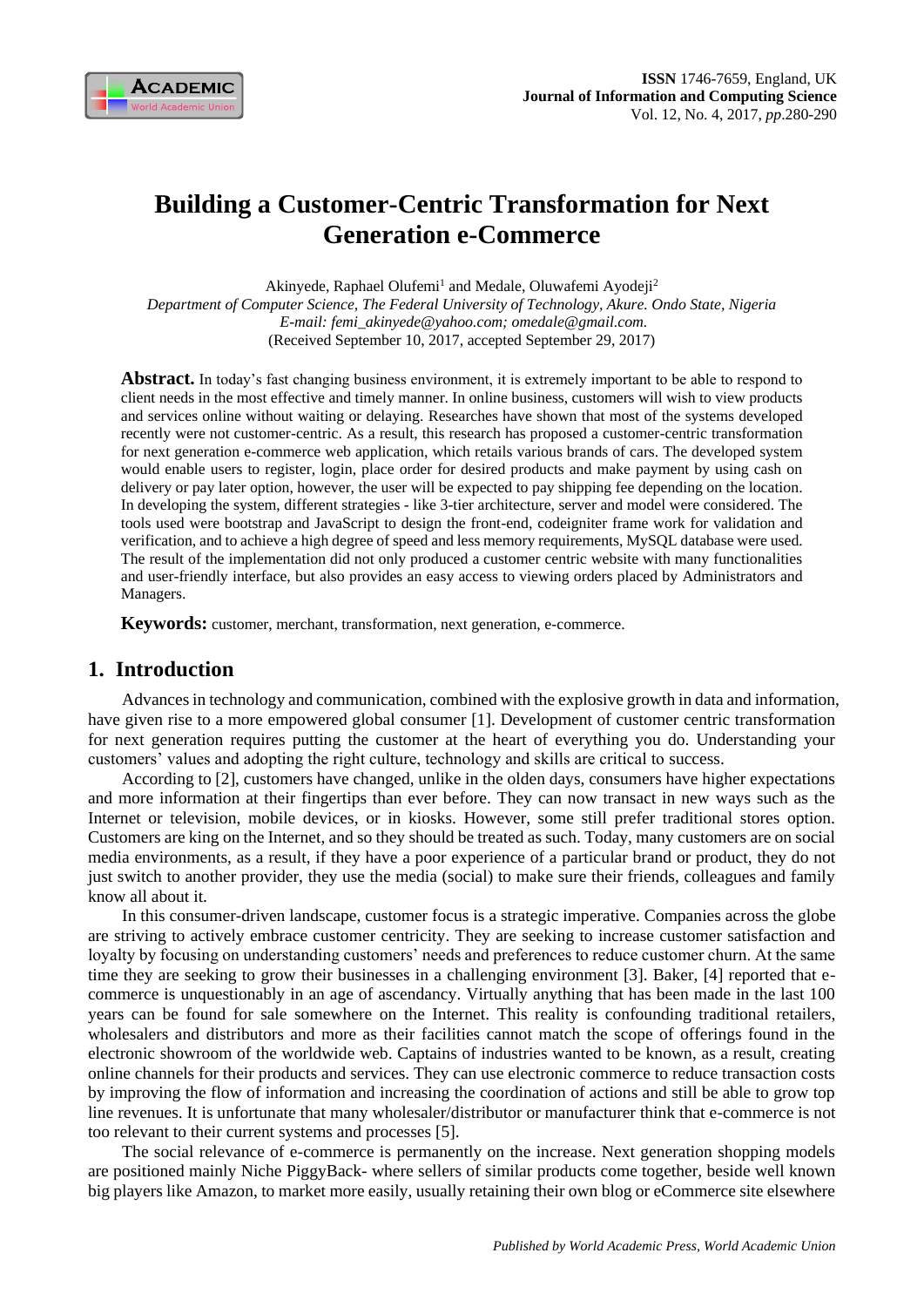# Building a Customer-Centric Transformation for Next Generation e-Commerce

Akinyede, Raphael Olufemi[1] and Medale, Oluwafemi Ayodeji[2]

*Department of Computer Science, The Federal University of Technology, Akure. Ondo State, Nigeria*

*E-mail: femi_akinyede@yahoo.com; omedale@gmail.com.*

(Received September 10, 2017, accepted September 29, 2017)

**Abstract.** In today's fast changing business environment, it is extremely important to be able to respond to client needs in the most effective and timely manner. In online business, customers will wish to view products and services online without waiting or delaying. Researches have shown that most of the systems developed recently were not customer-centric. As a result, this research has proposed a customer-centric transformation for next generation e-commerce web application, which retails various brands of cars. The developed system would enable users to register, login, place order for desired products and make payment by using cash on delivery or pay later option, however, the user will be expected to pay shipping fee depending on the location. In developing the system, different strategies - like 3-tier architecture, server and model were considered. The tools used were bootstrap and JavaScript to design the front-end, codeigniter frame work for validation and verification, and to achieve a high degree of speed and less memory requirements, MySQL database were used. The result of the implementation did not only produced a customer centric website with many functionalities and user-friendly interface, but also provides an easy access to viewing orders placed by Administrators and Managers.

**Keywords:** customer, merchant, transformation, next generation, e-commerce.

## 1. Introduction

Advances in technology and communication, combined with the explosive growth in data and information, have given rise to a more empowered global consumer [1]. Development of customer centric transformation for next generation requires putting the customer at the heart of everything you do. Understanding your customers' values and adopting the right culture, technology and skills are critical to success.

According to [2], customers have changed, unlike in the olden days, consumers have higher expectations and more information at their fingertips than ever before. They can now transact in new ways such as the Internet or television, mobile devices, or in kiosks. However, some still prefer traditional stores option. Customers are king on the Internet, and so they should be treated as such. Today, many customers are on social media environments, as a result, if they have a poor experience of a particular brand or product, they do not just switch to another provider, they use the media (social) to make sure their friends, colleagues and family know all about it.

In this consumer-driven landscape, customer focus is a strategic imperative. Companies across the globe are striving to actively embrace customer centricity. They are seeking to increase customer satisfaction and loyalty by focusing on understanding customers' needs and preferences to reduce customer churn. At the same time they are seeking to grow their businesses in a challenging environment [3]. Baker, [4] reported that e-commerce is unquestionably in an age of ascendancy. Virtually anything that has been made in the last 100 years can be found for sale somewhere on the Internet. This reality is confounding traditional retailers, wholesalers and distributors and more as their facilities cannot match the scope of offerings found in the electronic showroom of the worldwide web. Captains of industries wanted to be known, as a result, creating online channels for their products and services. They can use electronic commerce to reduce transaction costs by improving the flow of information and increasing the coordination of actions and still be able to grow top line revenues. It is unfortunate that many wholesaler/distributor or manufacturer think that e-commerce is not too relevant to their current systems and processes [5].

The social relevance of e-commerce is permanently on the increase. Next generation shopping models are positioned mainly Niche PiggyBack- where sellers of similar products come together, beside well known big players like Amazon, to market more easily, usually retaining their own blog or eCommerce site elsewhere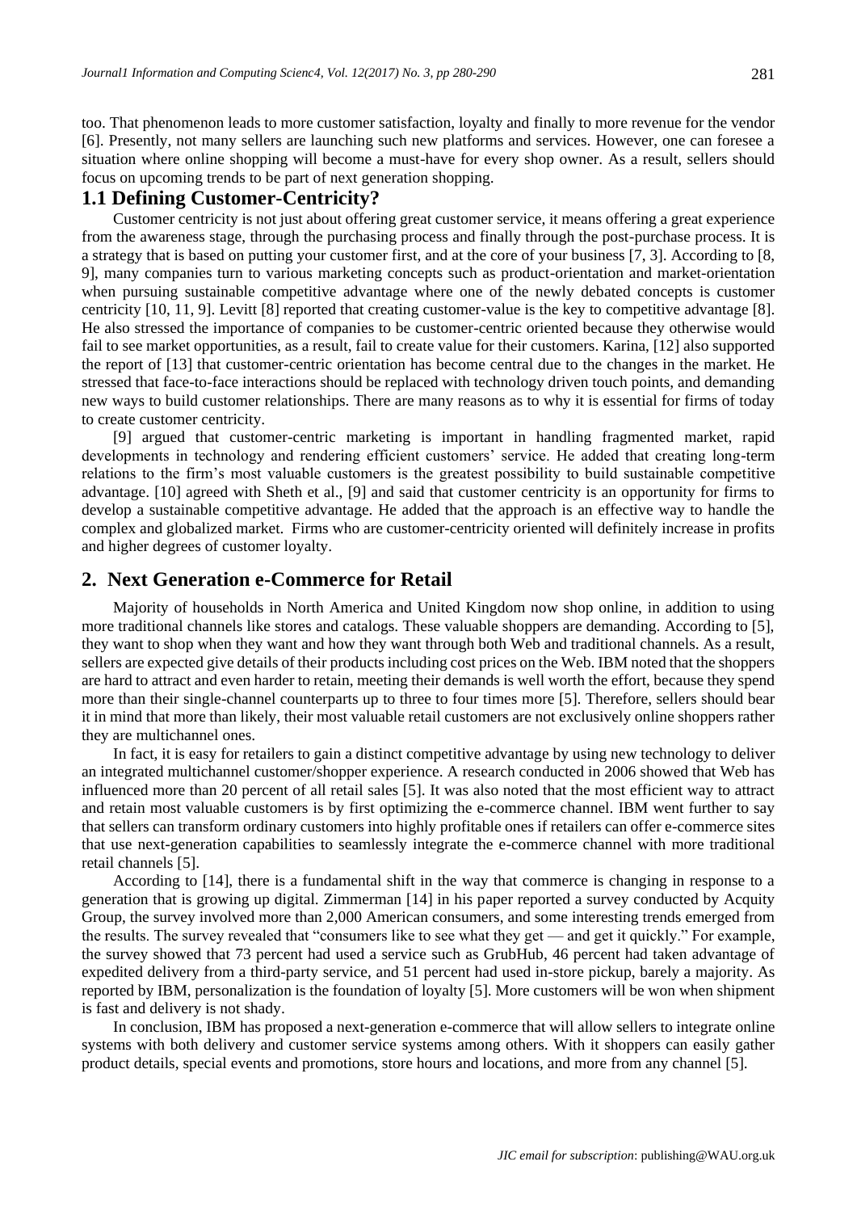too. That phenomenon leads to more customer satisfaction, loyalty and finally to more revenue for the vendor [6]. Presently, not many sellers are launching such new platforms and services. However, one can foresee a situation where online shopping will become a must-have for every shop owner. As a result, sellers should focus on upcoming trends to be part of next generation shopping.

## 1.1 Defining Customer-Centricity?

Customer centricity is not just about offering great customer service, it means offering a great experience from the awareness stage, through the purchasing process and finally through the post-purchase process. It is a strategy that is based on putting your customer first, and at the core of your business [7, 3]. According to [8, 9], many companies turn to various marketing concepts such as product-orientation and market-orientation when pursuing sustainable competitive advantage where one of the newly debated concepts is customer centricity [10, 11, 9]. Levitt [8] reported that creating customer-value is the key to competitive advantage [8]. He also stressed the importance of companies to be customer-centric oriented because they otherwise would fail to see market opportunities, as a result, fail to create value for their customers. Karina, [12] also supported the report of [13] that customer-centric orientation has become central due to the changes in the market. He stressed that face-to-face interactions should be replaced with technology driven touch points, and demanding new ways to build customer relationships. There are many reasons as to why it is essential for firms of today to create customer centricity.

[9] argued that customer-centric marketing is important in handling fragmented market, rapid developments in technology and rendering efficient customers' service. He added that creating long-term relations to the firm's most valuable customers is the greatest possibility to build sustainable competitive advantage. [10] agreed with Sheth et al., [9] and said that customer centricity is an opportunity for firms to develop a sustainable competitive advantage. He added that the approach is an effective way to handle the complex and globalized market. Firms who are customer-centricity oriented will definitely increase in profits and higher degrees of customer loyalty.

# 2. Next Generation e-Commerce for Retail

Majority of households in North America and United Kingdom now shop online, in addition to using more traditional channels like stores and catalogs. These valuable shoppers are demanding. According to [5], they want to shop when they want and how they want through both Web and traditional channels. As a result, sellers are expected give details of their products including cost prices on the Web. IBM noted that the shoppers are hard to attract and even harder to retain, meeting their demands is well worth the effort, because they spend more than their single-channel counterparts up to three to four times more [5]. Therefore, sellers should bear it in mind that more than likely, their most valuable retail customers are not exclusively online shoppers rather they are multichannel ones.

In fact, it is easy for retailers to gain a distinct competitive advantage by using new technology to deliver an integrated multichannel customer/shopper experience. A research conducted in 2006 showed that Web has influenced more than 20 percent of all retail sales [5]. It was also noted that the most efficient way to attract and retain most valuable customers is by first optimizing the e-commerce channel. IBM went further to say that sellers can transform ordinary customers into highly profitable ones if retailers can offer e-commerce sites that use next-generation capabilities to seamlessly integrate the e-commerce channel with more traditional retail channels [5].

According to [14], there is a fundamental shift in the way that commerce is changing in response to a generation that is growing up digital. Zimmerman [14] in his paper reported a survey conducted by Acquity Group, the survey involved more than 2,000 American consumers, and some interesting trends emerged from the results. The survey revealed that "consumers like to see what they get — and get it quickly." For example, the survey showed that 73 percent had used a service such as GrubHub, 46 percent had taken advantage of expedited delivery from a third-party service, and 51 percent had used in-store pickup, barely a majority. As reported by IBM, personalization is the foundation of loyalty [5]. More customers will be won when shipment is fast and delivery is not shady.

In conclusion, IBM has proposed a next-generation e-commerce that will allow sellers to integrate online systems with both delivery and customer service systems among others. With it shoppers can easily gather product details, special events and promotions, store hours and locations, and more from any channel [5].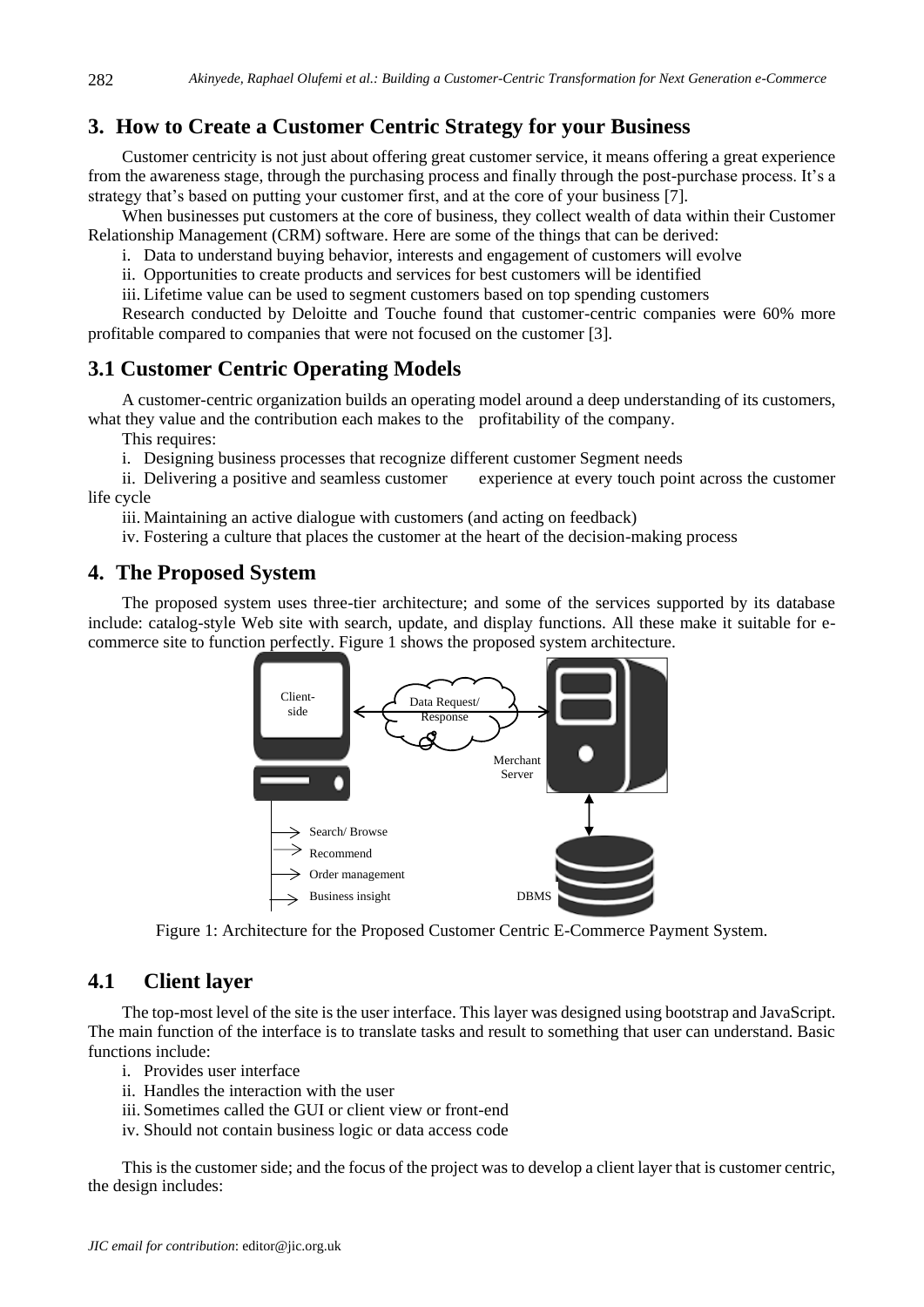## 3. How to Create a Customer Centric Strategy for your Business

Customer centricity is not just about offering great customer service, it means offering a great experience from the awareness stage, through the purchasing process and finally through the post-purchase process. It's a strategy that's based on putting your customer first, and at the core of your business [7].

When businesses put customers at the core of business, they collect wealth of data within their Customer Relationship Management (CRM) software. Here are some of the things that can be derived:

i. Data to understand buying behavior, interests and engagement of customers will evolve
ii. Opportunities to create products and services for best customers will be identified
iii. Lifetime value can be used to segment customers based on top spending customers

Research conducted by Deloitte and Touche found that customer-centric companies were 60% more profitable compared to companies that were not focused on the customer [3].

## 3.1 Customer Centric Operating Models

A customer-centric organization builds an operating model around a deep understanding of its customers, what they value and the contribution each makes to the profitability of the company.

This requires:

i. Designing business processes that recognize different customer Segment needs
ii. Delivering a positive and seamless customer experience at every touch point across the customer life cycle
iii. Maintaining an active dialogue with customers (and acting on feedback)
iv. Fostering a culture that places the customer at the heart of the decision-making process

## 4. The Proposed System

The proposed system uses three-tier architecture; and some of the services supported by its database include: catalog-style Web site with search, update, and display functions. All these make it suitable for e-commerce site to function perfectly. Figure 1 shows the proposed system architecture.

Client-side | Data Request/ Response | Merchant Server | DBMS | Search/ Browse | Recommend | Order management | Business insight

Figure 1: Architecture for the Proposed Customer Centric E-Commerce Payment System.

## 4.1 Client layer

The top-most level of the site is the user interface. This layer was designed using bootstrap and JavaScript. The main function of the interface is to translate tasks and result to something that user can understand. Basic functions include:

i. Provides user interface
ii. Handles the interaction with the user
iii. Sometimes called the GUI or client view or front-end
iv. Should not contain business logic or data access code

This is the customer side; and the focus of the project was to develop a client layer that is customer centric, the design includes: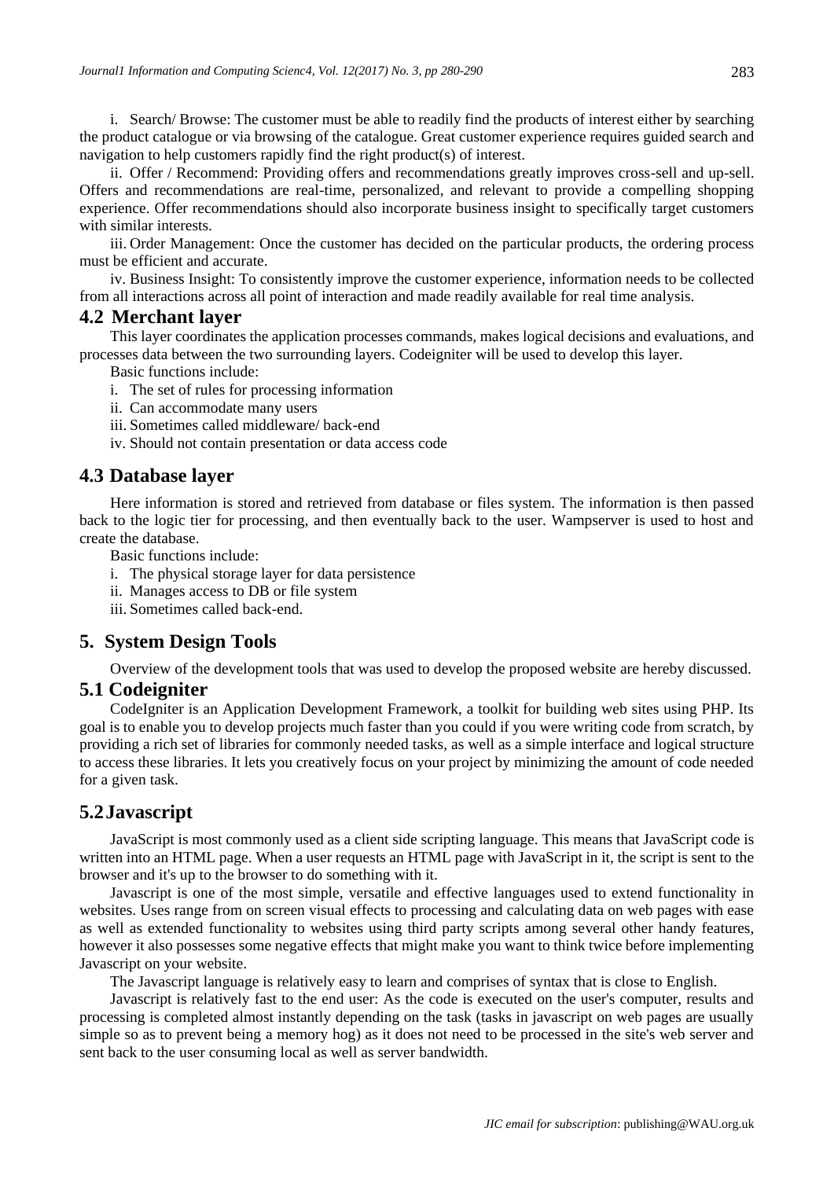i. Search/ Browse: The customer must be able to readily find the products of interest either by searching the product catalogue or via browsing of the catalogue. Great customer experience requires guided search and navigation to help customers rapidly find the right product(s) of interest.

ii. Offer / Recommend: Providing offers and recommendations greatly improves cross-sell and up-sell. Offers and recommendations are real-time, personalized, and relevant to provide a compelling shopping experience. Offer recommendations should also incorporate business insight to specifically target customers with similar interests.

iii. Order Management: Once the customer has decided on the particular products, the ordering process must be efficient and accurate.

iv. Business Insight: To consistently improve the customer experience, information needs to be collected from all interactions across all point of interaction and made readily available for real time analysis.

## 4.2 Merchant layer

This layer coordinates the application processes commands, makes logical decisions and evaluations, and processes data between the two surrounding layers. Codeigniter will be used to develop this layer.

Basic functions include:

i. The set of rules for processing information

ii. Can accommodate many users

iii. Sometimes called middleware/ back-end

iv. Should not contain presentation or data access code

## 4.3 Database layer

Here information is stored and retrieved from database or files system. The information is then passed back to the logic tier for processing, and then eventually back to the user. Wampserver is used to host and create the database.

Basic functions include:

i. The physical storage layer for data persistence

ii. Manages access to DB or file system

iii. Sometimes called back-end.

# 5. System Design Tools

Overview of the development tools that was used to develop the proposed website are hereby discussed.

## 5.1 Codeigniter

CodeIgniter is an Application Development Framework, a toolkit for building web sites using PHP. Its goal is to enable you to develop projects much faster than you could if you were writing code from scratch, by providing a rich set of libraries for commonly needed tasks, as well as a simple interface and logical structure to access these libraries. It lets you creatively focus on your project by minimizing the amount of code needed for a given task.

## 5.2 Javascript

JavaScript is most commonly used as a client side scripting language. This means that JavaScript code is written into an HTML page. When a user requests an HTML page with JavaScript in it, the script is sent to the browser and it's up to the browser to do something with it.

Javascript is one of the most simple, versatile and effective languages used to extend functionality in websites. Uses range from on screen visual effects to processing and calculating data on web pages with ease as well as extended functionality to websites using third party scripts among several other handy features, however it also possesses some negative effects that might make you want to think twice before implementing Javascript on your website.

The Javascript language is relatively easy to learn and comprises of syntax that is close to English.

Javascript is relatively fast to the end user: As the code is executed on the user's computer, results and processing is completed almost instantly depending on the task (tasks in javascript on web pages are usually simple so as to prevent being a memory hog) as it does not need to be processed in the site's web server and sent back to the user consuming local as well as server bandwidth.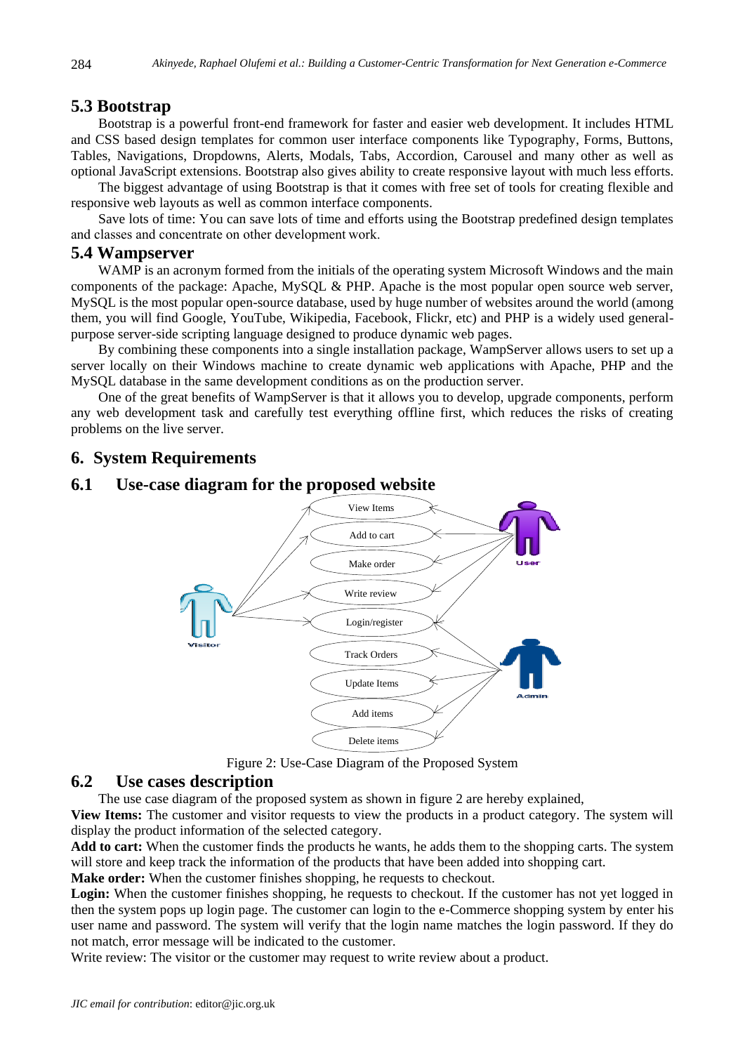## 5.3 Bootstrap

Bootstrap is a powerful front-end framework for faster and easier web development. It includes HTML and CSS based design templates for common user interface components like Typography, Forms, Buttons, Tables, Navigations, Dropdowns, Alerts, Modals, Tabs, Accordion, Carousel and many other as well as optional JavaScript extensions. Bootstrap also gives ability to create responsive layout with much less efforts.

The biggest advantage of using Bootstrap is that it comes with free set of tools for creating flexible and responsive web layouts as well as common interface components.

Save lots of time: You can save lots of time and efforts using the Bootstrap predefined design templates and classes and concentrate on other development work.

## 5.4 Wampserver

WAMP is an acronym formed from the initials of the operating system Microsoft Windows and the main components of the package: Apache, MySQL & PHP. Apache is the most popular open source web server, MySQL is the most popular open-source database, used by huge number of websites around the world (among them, you will find Google, YouTube, Wikipedia, Facebook, Flickr, etc) and PHP is a widely used general-purpose server-side scripting language designed to produce dynamic web pages.

By combining these components into a single installation package, WampServer allows users to set up a server locally on their Windows machine to create dynamic web applications with Apache, PHP and the MySQL database in the same development conditions as on the production server.

One of the great benefits of WampServer is that it allows you to develop, upgrade components, perform any web development task and carefully test everything offline first, which reduces the risks of creating problems on the live server.

# 6. System Requirements

## 6.1 Use-case diagram for the proposed website

Visitor — View Items, Add to cart, Write review, Login/register

User — View Items, Add to cart, Make order, Write review, Login/register

Admin — Login/register, Track Orders, Update Items, Add items, Delete items

Figure 2: Use-Case Diagram of the Proposed System

## 6.2 Use cases description

The use case diagram of the proposed system as shown in figure 2 are hereby explained,

**View Items:** The customer and visitor requests to view the products in a product category. The system will display the product information of the selected category.

**Add to cart:** When the customer finds the products he wants, he adds them to the shopping carts. The system will store and keep track the information of the products that have been added into shopping cart.

**Make order:** When the customer finishes shopping, he requests to checkout.

**Login:** When the customer finishes shopping, he requests to checkout. If the customer has not yet logged in then the system pops up login page. The customer can login to the e-Commerce shopping system by enter his user name and password. The system will verify that the login name matches the login password. If they do not match, error message will be indicated to the customer.

Write review: The visitor or the customer may request to write review about a product.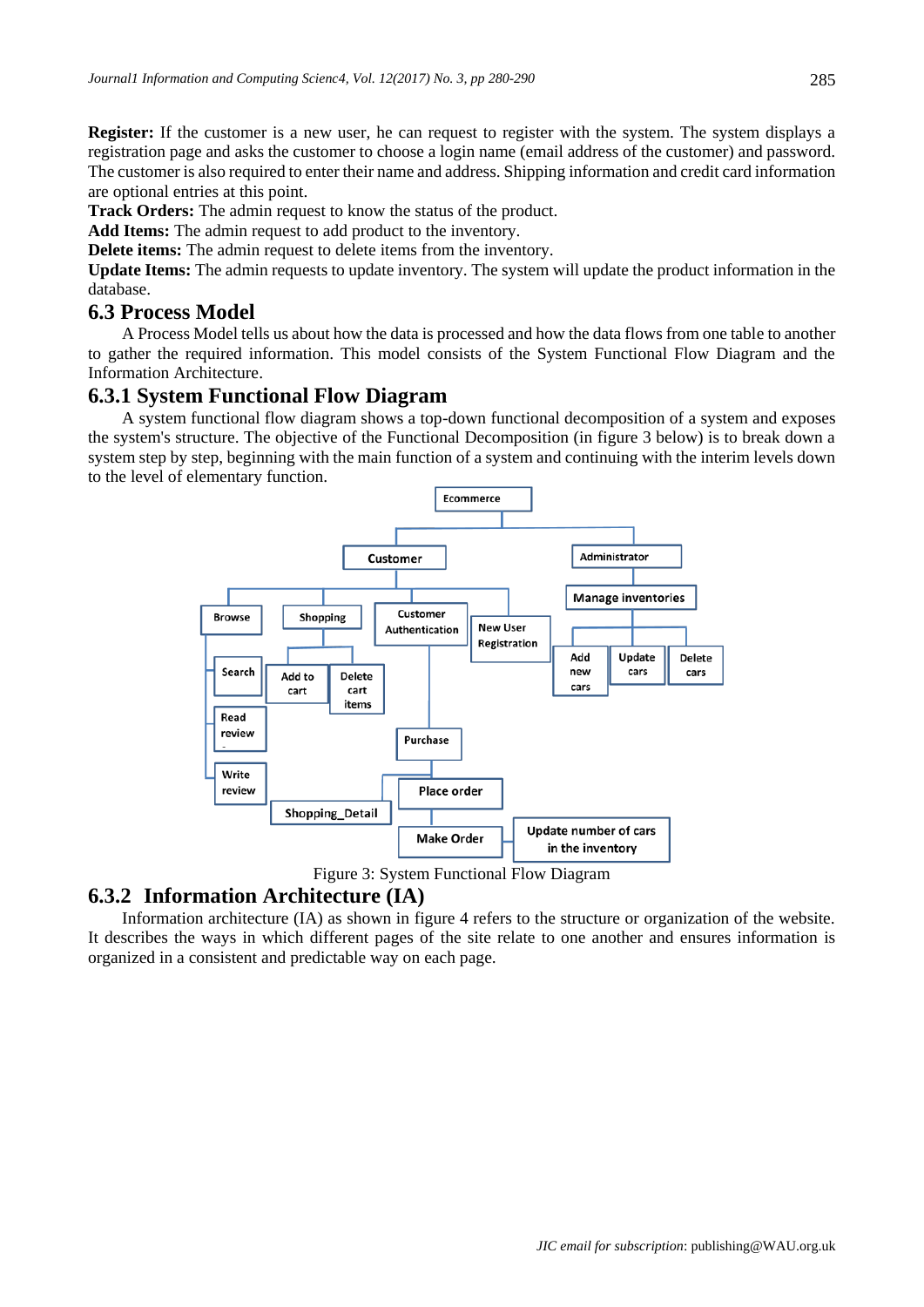**Register:** If the customer is a new user, he can request to register with the system. The system displays a registration page and asks the customer to choose a login name (email address of the customer) and password. The customer is also required to enter their name and address. Shipping information and credit card information are optional entries at this point.

**Track Orders:** The admin request to know the status of the product.

**Add Items:** The admin request to add product to the inventory.

**Delete items:** The admin request to delete items from the inventory.

**Update Items:** The admin requests to update inventory. The system will update the product information in the database.

## 6.3 Process Model

A Process Model tells us about how the data is processed and how the data flows from one table to another to gather the required information. This model consists of the System Functional Flow Diagram and the Information Architecture.

### 6.3.1 System Functional Flow Diagram

A system functional flow diagram shows a top-down functional decomposition of a system and exposes the system's structure. The objective of the Functional Decomposition (in figure 3 below) is to break down a system step by step, beginning with the main function of a system and continuing with the interim levels down to the level of elementary function.

Figure 3: System Functional Flow Diagram

### 6.3.2 Information Architecture (IA)

Information architecture (IA) as shown in figure 4 refers to the structure or organization of the website. It describes the ways in which different pages of the site relate to one another and ensures information is organized in a consistent and predictable way on each page.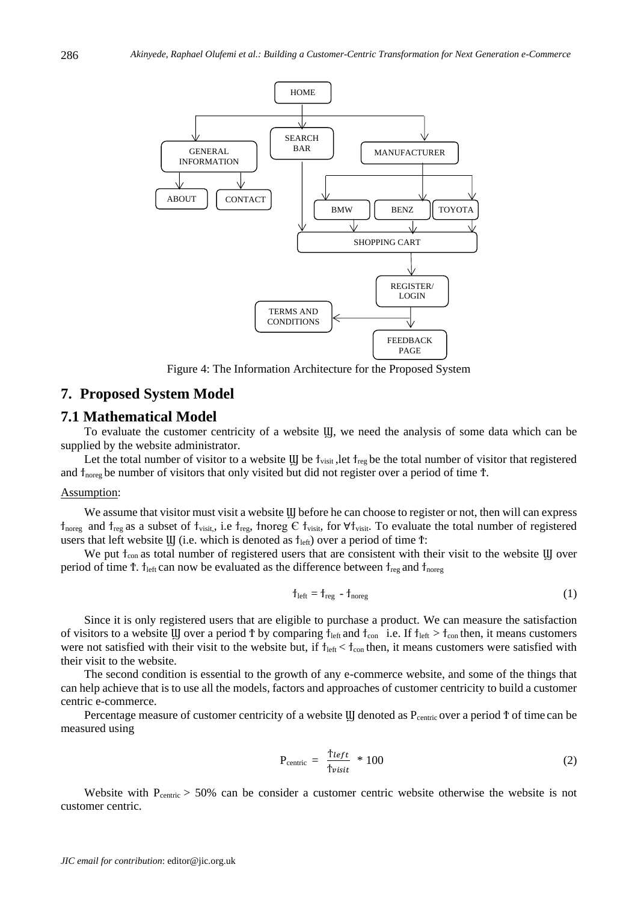Figure 4: The Information Architecture for the Proposed System

## 7. Proposed System Model

### 7.1 Mathematical Model

To evaluate the customer centricity of a website Ш, we need the analysis of some data which can be supplied by the website administrator.

Let the total number of visitor to a website Ш be $ƚ_{visit}$ ,let $ƚ_{reg}$ be the total number of visitor that registered and $ƚ_{noreg}$ be number of visitors that only visited but did not register over a period of time Ť.

Assumption:

We assume that visitor must visit a website Ш before he can choose to register or not, then will can express $ƚ_{noreg}$ and $ƚ_{reg}$ as a subset of $ƚ_{visit}$, i.e $ƚ_{reg}$, ƚnoreg Є $ƚ_{visit}$, for $\forall ƚ_{visit}$. To evaluate the total number of registered users that left website Ш (i.e. which is denoted as $ƚ_{left}$) over a period of time Ť:

We put $ƚ_{con}$ as total number of registered users that are consistent with their visit to the website Ш over period of time Ť. $ƚ_{left}$ can now be evaluated as the difference between $ƚ_{reg}$ and $ƚ_{noreg}$

$$ƚ_{left} = ƚ_{reg} - ƚ_{noreg} \tag{1}$$

Since it is only registered users that are eligible to purchase a product. We can measure the satisfaction of visitors to a website Ш over a period Ť by comparing $ƚ_{left}$ and $ƚ_{con}$ i.e. If $ƚ_{left} > ƚ_{con}$ then, it means customers were not satisfied with their visit to the website but, if $ƚ_{left} < ƚ_{con}$ then, it means customers were satisfied with their visit to the website.

The second condition is essential to the growth of any e-commerce website, and some of the things that can help achieve that is to use all the models, factors and approaches of customer centricity to build a customer centric e-commerce.

Percentage measure of customer centricity of a website Ш denoted as $P_{centric}$ over a period Ť of time can be measured using

$$P_{centric} = \frac{ƚ_{left}}{ƚ_{visit}} * 100 \tag{2}$$

Website with $P_{centric} > 50\%$ can be consider a customer centric website otherwise the website is not customer centric.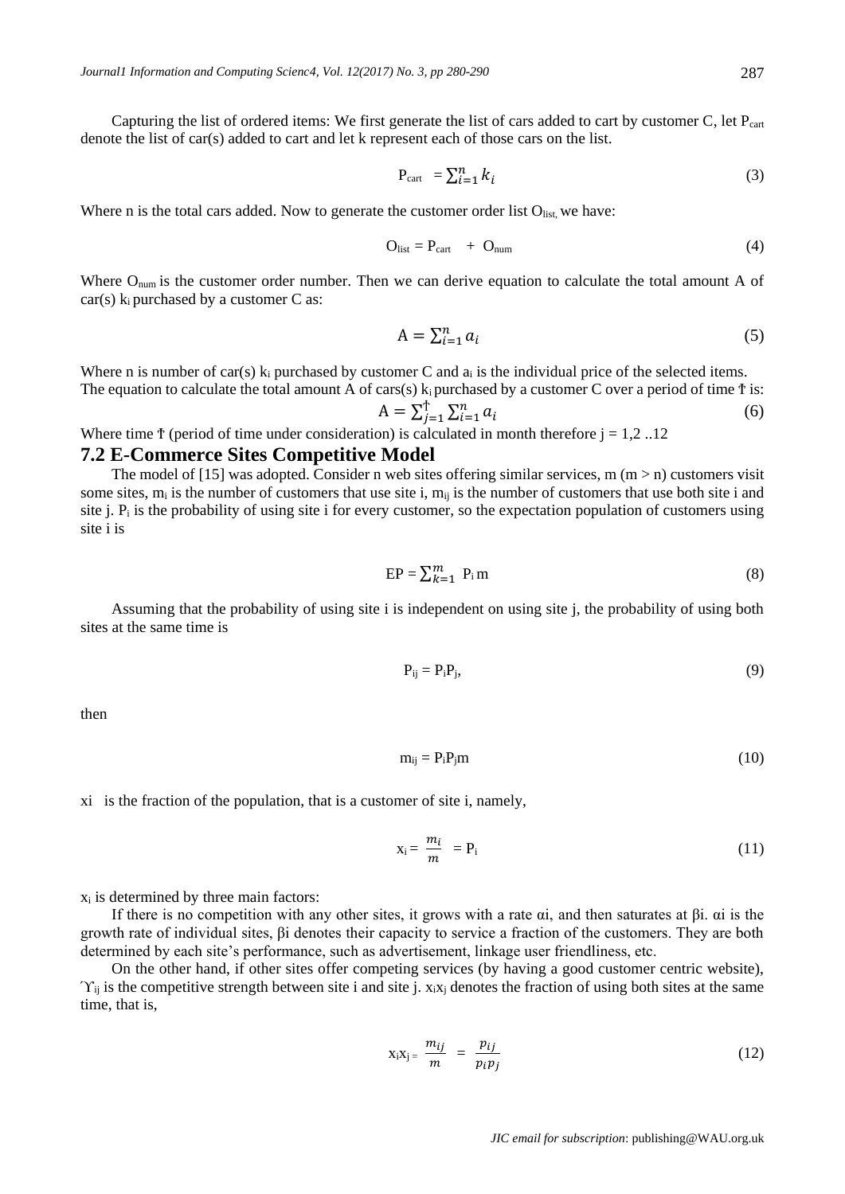Capturing the list of ordered items: We first generate the list of cars added to cart by customer C, let $P_{cart}$ denote the list of car(s) added to cart and let k represent each of those cars on the list.

$$P_{cart} = \sum_{i=1}^{n} k_i \tag{3}$$

Where n is the total cars added. Now to generate the customer order list $O_{list}$, we have:

$$O_{list} = P_{cart} + O_{num} \tag{4}$$

Where $O_{num}$ is the customer order number. Then we can derive equation to calculate the total amount A of car(s) $k_i$ purchased by a customer C as:

$$A = \sum_{i=1}^{n} a_i \tag{5}$$

Where n is number of car(s) $k_i$ purchased by customer C and $a_i$ is the individual price of the selected items. The equation to calculate the total amount A of cars(s) $k_i$ purchased by a customer C over a period of time Ŧ is:

$$A = \sum_{j=1}^{Ŧ} \sum_{i=1}^{n} a_i \tag{6}$$

Where time Ŧ (period of time under consideration) is calculated in month therefore j = 1,2 ..12

## 7.2 E-Commerce Sites Competitive Model

The model of [15] was adopted. Consider n web sites offering similar services, m (m > n) customers visit some sites, $m_i$ is the number of customers that use site i, $m_{ij}$ is the number of customers that use both site i and site j. $P_i$ is the probability of using site i for every customer, so the expectation population of customers using site i is

$$EP = \sum_{k=1}^{m} P_i m \tag{8}$$

Assuming that the probability of using site i is independent on using site j, the probability of using both sites at the same time is

$$P_{ij} = P_i P_j, \tag{9}$$

then

$$m_{ij} = P_i P_j m \tag{10}$$

xi is the fraction of the population, that is a customer of site i, namely,

$$x_i = \frac{m_i}{m} = P_i \tag{11}$$

$x_i$ is determined by three main factors:

If there is no competition with any other sites, it grows with a rate αi, and then saturates at βi. αi is the growth rate of individual sites, βi denotes their capacity to service a fraction of the customers. They are both determined by each site's performance, such as advertisement, linkage user friendliness, etc.

On the other hand, if other sites offer competing services (by having a good customer centric website), $\Upsilon_{ij}$ is the competitive strength between site i and site j. $x_i x_j$ denotes the fraction of using both sites at the same time, that is,

$$x_i x_j = \frac{m_{ij}}{m} = \frac{p_{ij}}{p_i p_j} \tag{12}$$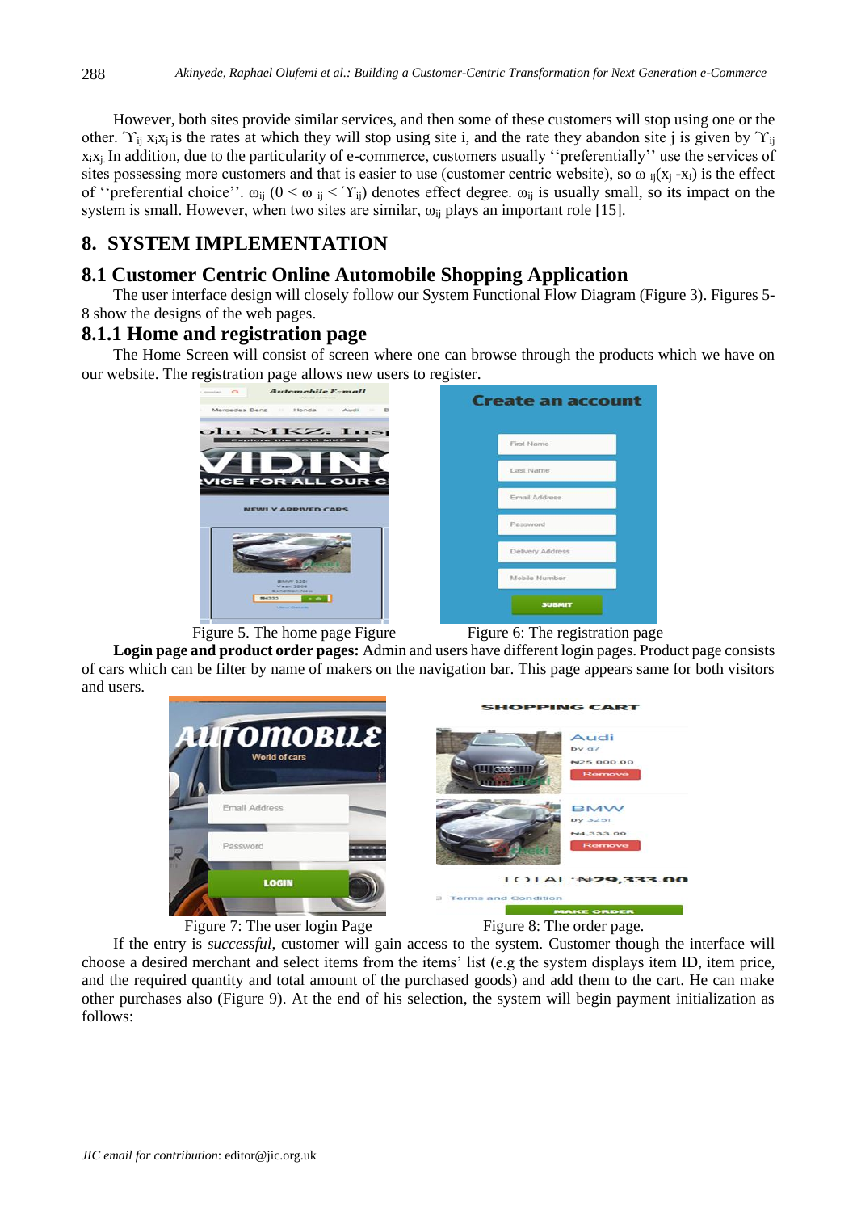However, both sites provide similar services, and then some of these customers will stop using one or the other. $\Upsilon_{ij} x_i x_j$ is the rates at which they will stop using site i, and the rate they abandon site j is given by $\Upsilon_{ij} x_i x_j$. In addition, due to the particularity of e-commerce, customers usually ''preferentially'' use the services of sites possessing more customers and that is easier to use (customer centric website), so $\omega_{ij}(x_j - x_i)$ is the effect of ''preferential choice''. $\omega_{ij}$ $(0 < \omega_{ij} < \Upsilon_{ij})$ denotes effect degree. $\omega_{ij}$ is usually small, so its impact on the system is small. However, when two sites are similar, $\omega_{ij}$ plays an important role [15].

## 8. SYSTEM IMPLEMENTATION

### 8.1 Customer Centric Online Automobile Shopping Application

The user interface design will closely follow our System Functional Flow Diagram (Figure 3). Figures 5-8 show the designs of the web pages.

### 8.1.1 Home and registration page

The Home Screen will consist of screen where one can browse through the products which we have on our website. The registration page allows new users to register.

Figure 5. The home page Figure

Figure 6: The registration page

**Login page and product order pages:** Admin and users have different login pages. Product page consists of cars which can be filter by name of makers on the navigation bar. This page appears same for both visitors and users.

Figure 7: The user login Page

Figure 8: The order page.

If the entry is *successful*, customer will gain access to the system. Customer though the interface will choose a desired merchant and select items from the items' list (e.g the system displays item ID, item price, and the required quantity and total amount of the purchased goods) and add them to the cart. He can make other purchases also (Figure 9). At the end of his selection, the system will begin payment initialization as follows: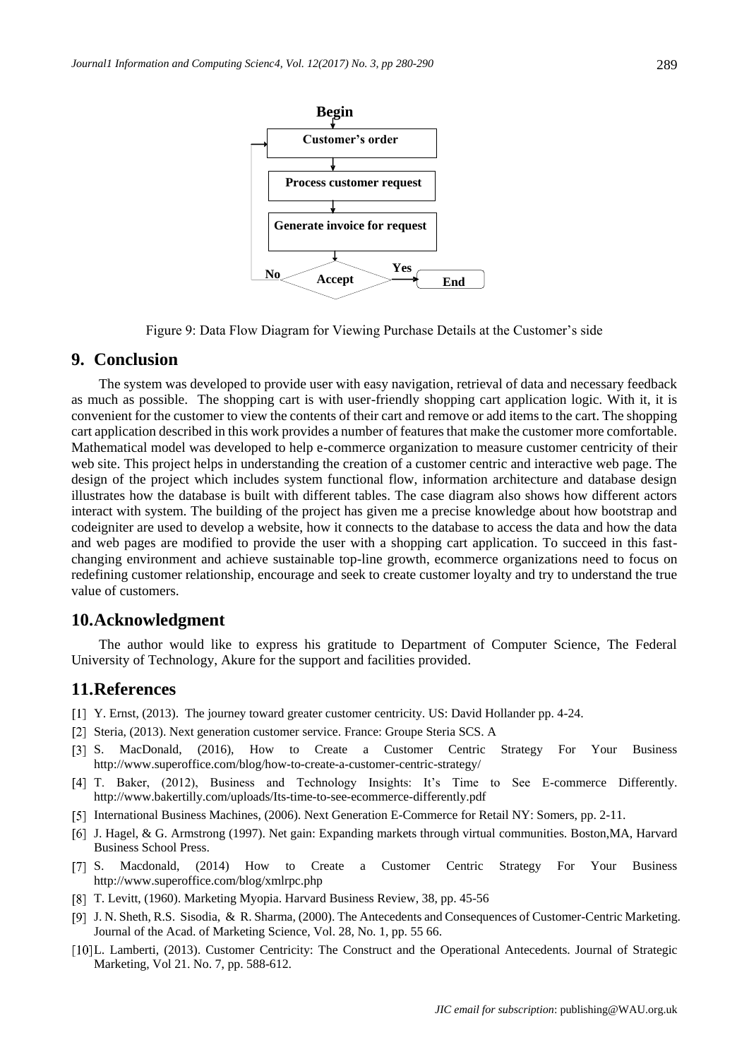Figure 9: Data Flow Diagram for Viewing Purchase Details at the Customer's side

## 9. Conclusion

The system was developed to provide user with easy navigation, retrieval of data and necessary feedback as much as possible. The shopping cart is with user-friendly shopping cart application logic. With it, it is convenient for the customer to view the contents of their cart and remove or add items to the cart. The shopping cart application described in this work provides a number of features that make the customer more comfortable. Mathematical model was developed to help e-commerce organization to measure customer centricity of their web site. This project helps in understanding the creation of a customer centric and interactive web page. The design of the project which includes system functional flow, information architecture and database design illustrates how the database is built with different tables. The case diagram also shows how different actors interact with system. The building of the project has given me a precise knowledge about how bootstrap and codeigniter are used to develop a website, how it connects to the database to access the data and how the data and web pages are modified to provide the user with a shopping cart application. To succeed in this fast-changing environment and achieve sustainable top-line growth, ecommerce organizations need to focus on redefining customer relationship, encourage and seek to create customer loyalty and try to understand the true value of customers.

## 10. Acknowledgment

The author would like to express his gratitude to Department of Computer Science, The Federal University of Technology, Akure for the support and facilities provided.

## 11. References

[1] Y. Ernst, (2013). The journey toward greater customer centricity. US: David Hollander pp. 4-24.

[2] Steria, (2013). Next generation customer service. France: Groupe Steria SCS. A

[3] S. MacDonald, (2016), How to Create a Customer Centric Strategy For Your Business http://www.superoffice.com/blog/how-to-create-a-customer-centric-strategy/

[4] T. Baker, (2012), Business and Technology Insights: It's Time to See E-commerce Differently. http://www.bakertilly.com/uploads/Its-time-to-see-ecommerce-differently.pdf

[5] International Business Machines, (2006). Next Generation E-Commerce for Retail NY: Somers, pp. 2-11.

[6] J. Hagel, & G. Armstrong (1997). Net gain: Expanding markets through virtual communities. Boston,MA, Harvard Business School Press.

[7] S. Macdonald, (2014) How to Create a Customer Centric Strategy For Your Business http://www.superoffice.com/blog/xmlrpc.php

[8] T. Levitt, (1960). Marketing Myopia. Harvard Business Review, 38, pp. 45-56

[9] J. N. Sheth, R.S. Sisodia, & R. Sharma, (2000). The Antecedents and Consequences of Customer-Centric Marketing. Journal of the Acad. of Marketing Science, Vol. 28, No. 1, pp. 55 66.

[10] L. Lamberti, (2013). Customer Centricity: The Construct and the Operational Antecedents. Journal of Strategic Marketing, Vol 21. No. 7, pp. 588-612.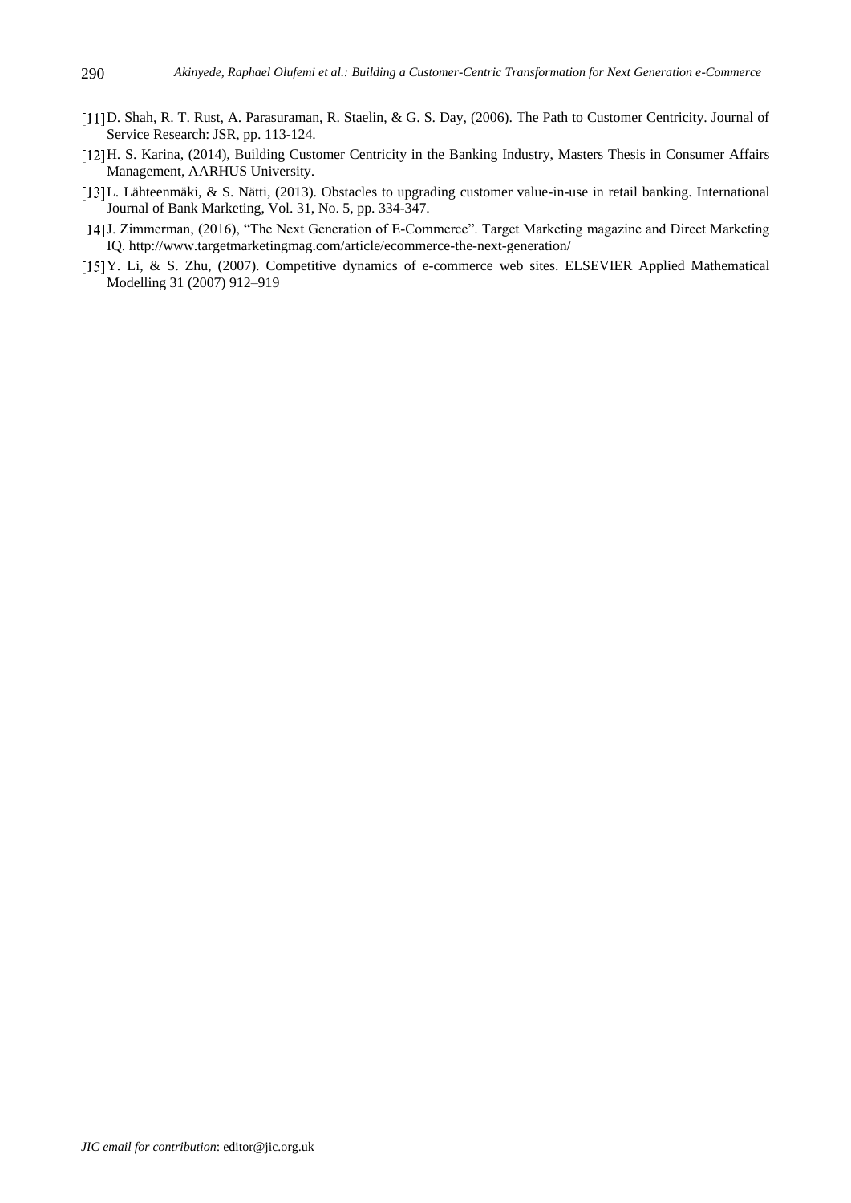[11] D. Shah, R. T. Rust, A. Parasuraman, R. Staelin, & G. S. Day, (2006). The Path to Customer Centricity. Journal of Service Research: JSR, pp. 113-124.

[12] H. S. Karina, (2014), Building Customer Centricity in the Banking Industry, Masters Thesis in Consumer Affairs Management, AARHUS University.

[13] L. Lähteenmäki, & S. Nätti, (2013). Obstacles to upgrading customer value-in-use in retail banking. International Journal of Bank Marketing, Vol. 31, No. 5, pp. 334-347.

[14] J. Zimmerman, (2016), "The Next Generation of E-Commerce". Target Marketing magazine and Direct Marketing IQ. http://www.targetmarketingmag.com/article/ecommerce-the-next-generation/

[15] Y. Li, & S. Zhu, (2007). Competitive dynamics of e-commerce web sites. ELSEVIER Applied Mathematical Modelling 31 (2007) 912–919